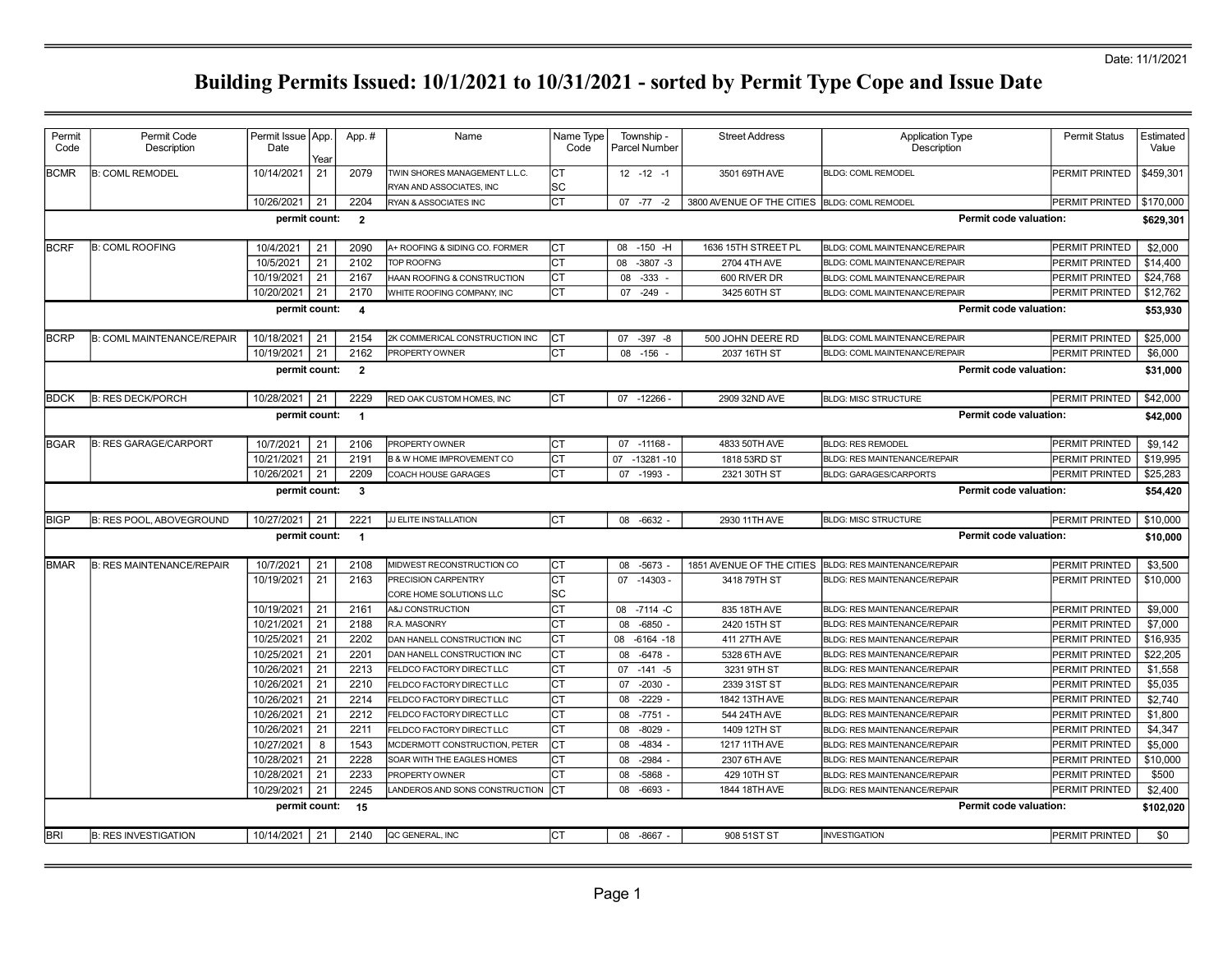Date: 11/1/2021

# Building Permits Issued: 10/1/2021 to 10/31/2021 - sorted by Permit Type Cope and Issue Date

| Permit Code | Permit Code Description | Permit Issue Date | App. Year | App. # | Name | Name Type Code | Township - Parcel Number | Street Address | Application Type Description | Permit Status | Estimated Value |
|---|---|---|---|---|---|---|---|---|---|---|---|
| BCMR | B: COML REMODEL | 10/14/2021 | 21 | 2079 | TWIN SHORES MANAGEMENT L.L.C. | CT | 12 -12 -1 | 3501 69TH AVE | BLDG: COML REMODEL | PERMIT PRINTED | $459,301 |
| | | | | | RYAN AND ASSOCIATES, INC | SC | | | | | |
| | | 10/26/2021 | 21 | 2204 | RYAN & ASSOCIATES INC | CT | 07 -77 -2 | 3800 AVENUE OF THE CITIES | BLDG: COML REMODEL | PERMIT PRINTED | $170,000 |
| | | **permit count:** | | **2** | | | | | **Permit code valuation:** | | **$629,301** |
| BCRF | B: COML ROOFING | 10/4/2021 | 21 | 2090 | A+ ROOFING & SIDING CO. FORMER | CT | 08 -150 -H | 1636 15TH STREET PL | BLDG: COML MAINTENANCE/REPAIR | PERMIT PRINTED | $2,000 |
| | | 10/5/2021 | 21 | 2102 | TOP ROOFNG | CT | 08 -3807 -3 | 2704 4TH AVE | BLDG: COML MAINTENANCE/REPAIR | PERMIT PRINTED | $14,400 |
| | | 10/19/2021 | 21 | 2167 | HAAN ROOFING & CONSTRUCTION | CT | 08 -333 - | 600 RIVER DR | BLDG: COML MAINTENANCE/REPAIR | PERMIT PRINTED | $24,768 |
| | | 10/20/2021 | 21 | 2170 | WHITE ROOFING COMPANY, INC | CT | 07 -249 - | 3425 60TH ST | BLDG: COML MAINTENANCE/REPAIR | PERMIT PRINTED | $12,762 |
| | | **permit count:** | | **4** | | | | | **Permit code valuation:** | | **$53,930** |
| BCRP | B: COML MAINTENANCE/REPAIR | 10/18/2021 | 21 | 2154 | 2K COMMERICAL CONSTRUCTION INC | CT | 07 -397 -8 | 500 JOHN DEERE RD | BLDG: COML MAINTENANCE/REPAIR | PERMIT PRINTED | $25,000 |
| | | 10/19/2021 | 21 | 2162 | PROPERTY OWNER | CT | 08 -156 - | 2037 16TH ST | BLDG: COML MAINTENANCE/REPAIR | PERMIT PRINTED | $6,000 |
| | | **permit count:** | | **2** | | | | | **Permit code valuation:** | | **$31,000** |
| BDCK | B: RES DECK/PORCH | 10/28/2021 | 21 | 2229 | RED OAK CUSTOM HOMES, INC | CT | 07 -12266 - | 2909 32ND AVE | BLDG: MISC STRUCTURE | PERMIT PRINTED | $42,000 |
| | | **permit count:** | | **1** | | | | | **Permit code valuation:** | | **$42,000** |
| BGAR | B: RES GARAGE/CARPORT | 10/7/2021 | 21 | 2106 | PROPERTY OWNER | CT | 07 -11168 - | 4833 50TH AVE | BLDG: RES REMODEL | PERMIT PRINTED | $9,142 |
| | | 10/21/2021 | 21 | 2191 | B & W HOME IMPROVEMENT CO | CT | 07 -13281 -10 | 1818 53RD ST | BLDG: RES MAINTENANCE/REPAIR | PERMIT PRINTED | $19,995 |
| | | 10/26/2021 | 21 | 2209 | COACH HOUSE GARAGES | CT | 07 -1993 - | 2321 30TH ST | BLDG: GARAGES/CARPORTS | PERMIT PRINTED | $25,283 |
| | | **permit count:** | | **3** | | | | | **Permit code valuation:** | | **$54,420** |
| BIGP | B: RES POOL, ABOVEGROUND | 10/27/2021 | 21 | 2221 | JJ ELITE INSTALLATION | CT | 08 -6632 - | 2930 11TH AVE | BLDG: MISC STRUCTURE | PERMIT PRINTED | $10,000 |
| | | **permit count:** | | **1** | | | | | **Permit code valuation:** | | **$10,000** |
| BMAR | B: RES MAINTENANCE/REPAIR | 10/7/2021 | 21 | 2108 | MIDWEST RECONSTRUCTION CO | CT | 08 -5673 - | 1851 AVENUE OF THE CITIES | BLDG: RES MAINTENANCE/REPAIR | PERMIT PRINTED | $3,500 |
| | | 10/19/2021 | 21 | 2163 | PRECISION CARPENTRY | CT | 07 -14303 - | 3418 79TH ST | BLDG: RES MAINTENANCE/REPAIR | PERMIT PRINTED | $10,000 |
| | | | | | CORE HOME SOLUTIONS LLC | SC | | | | | |
| | | 10/19/2021 | 21 | 2161 | A&J CONSTRUCTION | CT | 08 -7114 -C | 835 18TH AVE | BLDG: RES MAINTENANCE/REPAIR | PERMIT PRINTED | $9,000 |
| | | 10/21/2021 | 21 | 2188 | R.A. MASONRY | CT | 08 -6850 - | 2420 15TH ST | BLDG: RES MAINTENANCE/REPAIR | PERMIT PRINTED | $7,000 |
| | | 10/25/2021 | 21 | 2202 | DAN HANELL CONSTRUCTION INC | CT | 08 -6164 -18 | 411 27TH AVE | BLDG: RES MAINTENANCE/REPAIR | PERMIT PRINTED | $16,935 |
| | | 10/25/2021 | 21 | 2201 | DAN HANELL CONSTRUCTION INC | CT | 08 -6478 - | 5328 6TH AVE | BLDG: RES MAINTENANCE/REPAIR | PERMIT PRINTED | $22,205 |
| | | 10/26/2021 | 21 | 2213 | FELDCO FACTORY DIRECT LLC | CT | 07 -141 -5 | 3231 9TH ST | BLDG: RES MAINTENANCE/REPAIR | PERMIT PRINTED | $1,558 |
| | | 10/26/2021 | 21 | 2210 | FELDCO FACTORY DIRECT LLC | CT | 07 -2030 - | 2339 31ST ST | BLDG: RES MAINTENANCE/REPAIR | PERMIT PRINTED | $5,035 |
| | | 10/26/2021 | 21 | 2214 | FELDCO FACTORY DIRECT LLC | CT | 08 -2229 - | 1842 13TH AVE | BLDG: RES MAINTENANCE/REPAIR | PERMIT PRINTED | $2,740 |
| | | 10/26/2021 | 21 | 2212 | FELDCO FACTORY DIRECT LLC | CT | 08 -7751 - | 544 24TH AVE | BLDG: RES MAINTENANCE/REPAIR | PERMIT PRINTED | $1,800 |
| | | 10/26/2021 | 21 | 2211 | FELDCO FACTORY DIRECT LLC | CT | 08 -8029 - | 1409 12TH ST | BLDG: RES MAINTENANCE/REPAIR | PERMIT PRINTED | $4,347 |
| | | 10/27/2021 | 8 | 1543 | MCDERMOTT CONSTRUCTION, PETER | CT | 08 -4834 - | 1217 11TH AVE | BLDG: RES MAINTENANCE/REPAIR | PERMIT PRINTED | $5,000 |
| | | 10/28/2021 | 21 | 2228 | SOAR WITH THE EAGLES HOMES | CT | 08 -2984 - | 2307 6TH AVE | BLDG: RES MAINTENANCE/REPAIR | PERMIT PRINTED | $10,000 |
| | | 10/28/2021 | 21 | 2233 | PROPERTY OWNER | CT | 08 -5868 - | 429 10TH ST | BLDG: RES MAINTENANCE/REPAIR | PERMIT PRINTED | $500 |
| | | 10/29/2021 | 21 | 2245 | LANDEROS AND SONS CONSTRUCTION | CT | 08 -6693 - | 1844 18TH AVE | BLDG: RES MAINTENANCE/REPAIR | PERMIT PRINTED | $2,400 |
| | | **permit count:** | | **15** | | | | | **Permit code valuation:** | | **$102,020** |
| BRI | B: RES INVESTIGATION | 10/14/2021 | 21 | 2140 | QC GENERAL, INC | CT | 08 -8667 - | 908 51ST ST | INVESTIGATION | PERMIT PRINTED | $0 |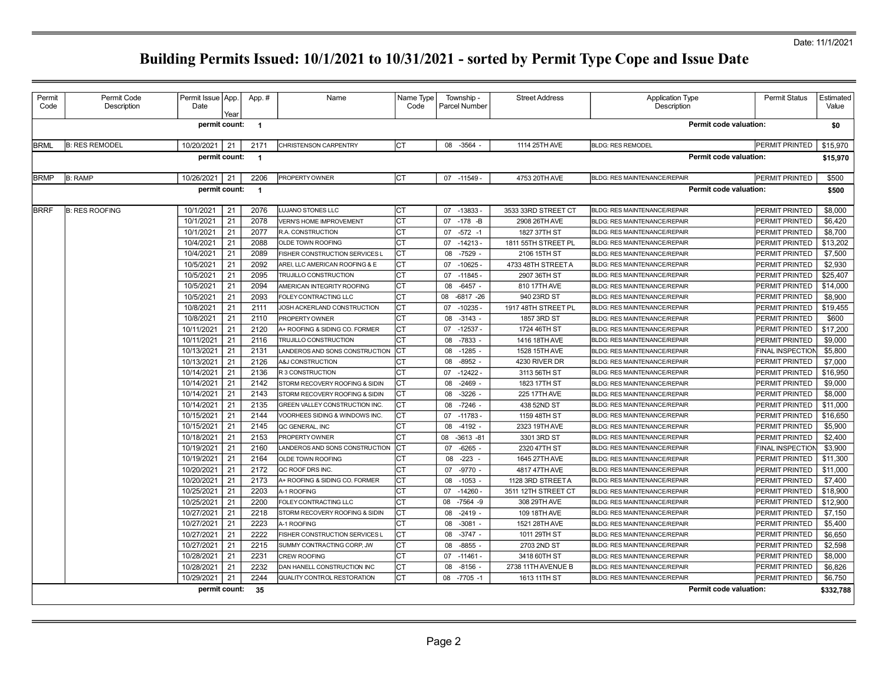Date: 11/1/2021

# Building Permits Issued: 10/1/2021 to 10/31/2021 - sorted by Permit Type Cope and Issue Date

| Permit Code | Permit Code Description | Permit Issue Date | App. Year | App. # | Name | Name Type Code | Township - Parcel Number | Street Address | Application Type Description | Permit Status | Estimated Value |
|---|---|---|---|---|---|---|---|---|---|---|---|
| | | permit count: | | 1 | | | | | Permit code valuation: | | $0 |
| BRML | B: RES REMODEL | 10/20/2021 | 21 | 2171 | CHRISTENSON CARPENTRY | CT | 08 -3564 - | 1114 25TH AVE | BLDG: RES REMODEL | PERMIT PRINTED | $15,970 |
| | | permit count: | | 1 | | | | | Permit code valuation: | | $15,970 |
| BRMP | B: RAMP | 10/26/2021 | 21 | 2206 | PROPERTY OWNER | CT | 07 -11549 - | 4753 20TH AVE | BLDG: RES MAINTENANCE/REPAIR | PERMIT PRINTED | $500 |
| | | permit count: | | 1 | | | | | Permit code valuation: | | $500 |
| BRRF | B: RES ROOFING | 10/1/2021 | 21 | 2076 | LUJANO STONES LLC | CT | 07 -13833 - | 3533 33RD STREET CT | BLDG: RES MAINTENANCE/REPAIR | PERMIT PRINTED | $8,000 |
| | | 10/1/2021 | 21 | 2078 | VERN'S HOME IMPROVEMENT | CT | 07 -178 -B | 2908 26TH AVE | BLDG: RES MAINTENANCE/REPAIR | PERMIT PRINTED | $6,420 |
| | | 10/1/2021 | 21 | 2077 | R.A. CONSTRUCTION | CT | 07 -572 -1 | 1827 37TH ST | BLDG: RES MAINTENANCE/REPAIR | PERMIT PRINTED | $8,700 |
| | | 10/4/2021 | 21 | 2088 | OLDE TOWN ROOFING | CT | 07 -14213 - | 1811 55TH STREET PL | BLDG: RES MAINTENANCE/REPAIR | PERMIT PRINTED | $13,202 |
| | | 10/4/2021 | 21 | 2089 | FISHER CONSTRUCTION SERVICES L | CT | 08 -7529 - | 2106 15TH ST | BLDG: RES MAINTENANCE/REPAIR | PERMIT PRINTED | $7,500 |
| | | 10/5/2021 | 21 | 2092 | AREI, LLC AMERICAN ROOFING & E | CT | 07 -10625 - | 4733 48TH STREET A | BLDG: RES MAINTENANCE/REPAIR | PERMIT PRINTED | $2,930 |
| | | 10/5/2021 | 21 | 2095 | TRUJILLO CONSTRUCTION | CT | 07 -11845 - | 2907 36TH ST | BLDG: RES MAINTENANCE/REPAIR | PERMIT PRINTED | $25,407 |
| | | 10/5/2021 | 21 | 2094 | AMERICAN INTEGRITY ROOFING | CT | 08 -6457 - | 810 17TH AVE | BLDG: RES MAINTENANCE/REPAIR | PERMIT PRINTED | $14,000 |
| | | 10/5/2021 | 21 | 2093 | FOLEY CONTRACTING LLC | CT | 08 -6817 -26 | 940 23RD ST | BLDG: RES MAINTENANCE/REPAIR | PERMIT PRINTED | $8,900 |
| | | 10/8/2021 | 21 | 2111 | JOSH ACKERLAND CONSTRUCTION | CT | 07 -10235 - | 1917 48TH STREET PL | BLDG: RES MAINTENANCE/REPAIR | PERMIT PRINTED | $19,455 |
| | | 10/8/2021 | 21 | 2110 | PROPERTY OWNER | CT | 08 -3143 - | 1857 3RD ST | BLDG: RES MAINTENANCE/REPAIR | PERMIT PRINTED | $600 |
| | | 10/11/2021 | 21 | 2120 | A+ ROOFING & SIDING CO. FORMER | CT | 07 -12537 - | 1724 46TH ST | BLDG: RES MAINTENANCE/REPAIR | PERMIT PRINTED | $17,200 |
| | | 10/11/2021 | 21 | 2116 | TRUJILLO CONSTRUCTION | CT | 08 -7833 - | 1416 18TH AVE | BLDG: RES MAINTENANCE/REPAIR | PERMIT PRINTED | $9,000 |
| | | 10/13/2021 | 21 | 2131 | LANDEROS AND SONS CONSTRUCTION | CT | 08 -1285 - | 1528 15TH AVE | BLDG: RES MAINTENANCE/REPAIR | FINAL INSPECTION | $5,800 |
| | | 10/13/2021 | 21 | 2126 | A&J CONSTRUCTION | CT | 08 -8952 - | 4230 RIVER DR | BLDG: RES MAINTENANCE/REPAIR | PERMIT PRINTED | $7,000 |
| | | 10/14/2021 | 21 | 2136 | R 3 CONSTRUCTION | CT | 07 -12422 - | 3113 56TH ST | BLDG: RES MAINTENANCE/REPAIR | PERMIT PRINTED | $16,950 |
| | | 10/14/2021 | 21 | 2142 | STORM RECOVERY ROOFING & SIDIN | CT | 08 -2469 - | 1823 17TH ST | BLDG: RES MAINTENANCE/REPAIR | PERMIT PRINTED | $9,000 |
| | | 10/14/2021 | 21 | 2143 | STORM RECOVERY ROOFING & SIDIN | CT | 08 -3226 - | 225 17TH AVE | BLDG: RES MAINTENANCE/REPAIR | PERMIT PRINTED | $8,000 |
| | | 10/14/2021 | 21 | 2135 | GREEN VALLEY CONSTRUCTION INC. | CT | 08 -7246 - | 438 52ND ST | BLDG: RES MAINTENANCE/REPAIR | PERMIT PRINTED | $11,000 |
| | | 10/15/2021 | 21 | 2144 | VOORHEES SIDING & WINDOWS INC. | CT | 07 -11783 - | 1159 48TH ST | BLDG: RES MAINTENANCE/REPAIR | PERMIT PRINTED | $16,650 |
| | | 10/15/2021 | 21 | 2145 | QC GENERAL, INC | CT | 08 -4192 - | 2323 19TH AVE | BLDG: RES MAINTENANCE/REPAIR | PERMIT PRINTED | $5,900 |
| | | 10/18/2021 | 21 | 2153 | PROPERTY OWNER | CT | 08 -3613 -81 | 3301 3RD ST | BLDG: RES MAINTENANCE/REPAIR | PERMIT PRINTED | $2,400 |
| | | 10/19/2021 | 21 | 2160 | LANDEROS AND SONS CONSTRUCTION | CT | 07 -6265 - | 2320 47TH ST | BLDG: RES MAINTENANCE/REPAIR | FINAL INSPECTION | $3,900 |
| | | 10/19/2021 | 21 | 2164 | OLDE TOWN ROOFING | CT | 08 -223 - | 1645 27TH AVE | BLDG: RES MAINTENANCE/REPAIR | PERMIT PRINTED | $11,300 |
| | | 10/20/2021 | 21 | 2172 | QC ROOF DRS INC. | CT | 07 -9770 - | 4817 47TH AVE | BLDG: RES MAINTENANCE/REPAIR | PERMIT PRINTED | $11,000 |
| | | 10/20/2021 | 21 | 2173 | A+ ROOFING & SIDING CO. FORMER | CT | 08 -1053 - | 1128 3RD STREET A | BLDG: RES MAINTENANCE/REPAIR | PERMIT PRINTED | $7,400 |
| | | 10/25/2021 | 21 | 2203 | A-1 ROOFING | CT | 07 -14260 - | 3511 12TH STREET CT | BLDG: RES MAINTENANCE/REPAIR | PERMIT PRINTED | $18,900 |
| | | 10/25/2021 | 21 | 2200 | FOLEY CONTRACTING LLC | CT | 08 -7564 -9 | 308 29TH AVE | BLDG: RES MAINTENANCE/REPAIR | PERMIT PRINTED | $12,900 |
| | | 10/27/2021 | 21 | 2218 | STORM RECOVERY ROOFING & SIDIN | CT | 08 -2419 - | 109 18TH AVE | BLDG: RES MAINTENANCE/REPAIR | PERMIT PRINTED | $7,150 |
| | | 10/27/2021 | 21 | 2223 | A-1 ROOFING | CT | 08 -3081 - | 1521 28TH AVE | BLDG: RES MAINTENANCE/REPAIR | PERMIT PRINTED | $5,400 |
| | | 10/27/2021 | 21 | 2222 | FISHER CONSTRUCTION SERVICES L | CT | 08 -3747 - | 1011 29TH ST | BLDG: RES MAINTENANCE/REPAIR | PERMIT PRINTED | $6,650 |
| | | 10/27/2021 | 21 | 2215 | SUMMY CONTRACTING CORP, JW | CT | 08 -8855 - | 2703 2ND ST | BLDG: RES MAINTENANCE/REPAIR | PERMIT PRINTED | $2,598 |
| | | 10/28/2021 | 21 | 2231 | CREW ROOFING | CT | 07 -11461 - | 3418 60TH ST | BLDG: RES MAINTENANCE/REPAIR | PERMIT PRINTED | $8,000 |
| | | 10/28/2021 | 21 | 2232 | DAN HANELL CONSTRUCTION INC | CT | 08 -8156 - | 2738 11TH AVENUE B | BLDG: RES MAINTENANCE/REPAIR | PERMIT PRINTED | $6,826 |
| | | 10/29/2021 | 21 | 2244 | QUALITY CONTROL RESTORATION | CT | 08 -7705 -1 | 1613 11TH ST | BLDG: RES MAINTENANCE/REPAIR | PERMIT PRINTED | $6,750 |
| | | permit count: | | 35 | | | | | Permit code valuation: | | $332,788 |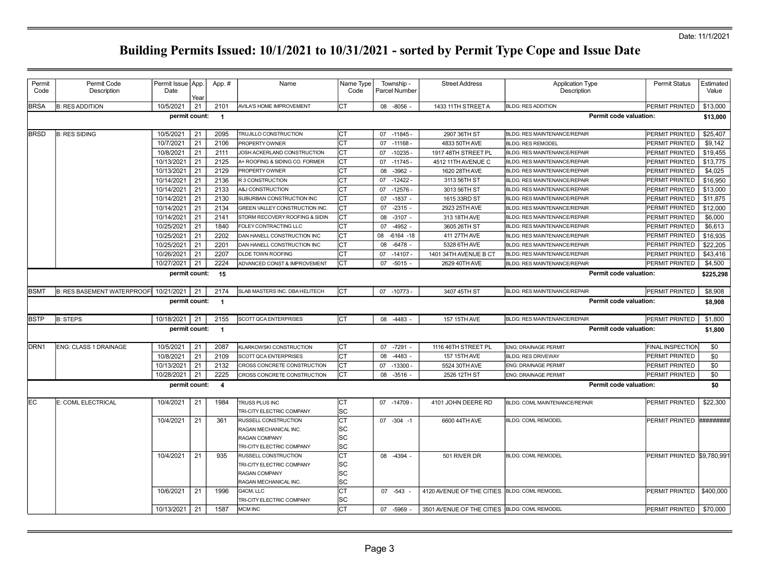Date: 11/1/2021

# Building Permits Issued: 10/1/2021 to 10/31/2021 - sorted by Permit Type Cope and Issue Date

| Permit Code | Permit Code Description | Permit Issue Date | App. Year | App. # | Name | Name Type Code | Township - Parcel Number | Street Address | Application Type Description | Permit Status | Estimated Value |
|---|---|---|---|---|---|---|---|---|---|---|---|
| BRSA | B: RES ADDITION | 10/5/2021 | 21 | 2101 | AVILA'S HOME IMPROVEMENT | CT | 08 -8056 - | 1433 11TH STREET A | BLDG: RES ADDITION | PERMIT PRINTED | $13,000 |
| | | permit count: | | 1 | | | | | Permit code valuation: | | $13,000 |
| BRSD | B: RES SIDING | 10/5/2021 | 21 | 2095 | TRUJILLO CONSTRUCTION | CT | 07 -11845 - | 2907 36TH ST | BLDG: RES MAINTENANCE/REPAIR | PERMIT PRINTED | $25,407 |
| | | 10/7/2021 | 21 | 2106 | PROPERTY OWNER | CT | 07 -11168 - | 4833 50TH AVE | BLDG: RES REMODEL | PERMIT PRINTED | $9,142 |
| | | 10/8/2021 | 21 | 2111 | JOSH ACKERLAND CONSTRUCTION | CT | 07 -10235 - | 1917 48TH STREET PL | BLDG: RES MAINTENANCE/REPAIR | PERMIT PRINTED | $19,455 |
| | | 10/13/2021 | 21 | 2125 | A+ ROOFING & SIDING CO. FORMER | CT | 07 -11745 - | 4512 11TH AVENUE C | BLDG: RES MAINTENANCE/REPAIR | PERMIT PRINTED | $13,775 |
| | | 10/13/2021 | 21 | 2129 | PROPERTY OWNER | CT | 08 -3962 - | 1620 28TH AVE | BLDG: RES MAINTENANCE/REPAIR | PERMIT PRINTED | $4,025 |
| | | 10/14/2021 | 21 | 2136 | R 3 CONSTRUCTION | CT | 07 -12422 - | 3113 56TH ST | BLDG: RES MAINTENANCE/REPAIR | PERMIT PRINTED | $16,950 |
| | | 10/14/2021 | 21 | 2133 | A&J CONSTRUCTION | CT | 07 -12576 - | 3013 56TH ST | BLDG: RES MAINTENANCE/REPAIR | PERMIT PRINTED | $13,000 |
| | | 10/14/2021 | 21 | 2130 | SUBURBAN CONSTRUCTION INC | CT | 07 -1837 - | 1615 33RD ST | BLDG: RES MAINTENANCE/REPAIR | PERMIT PRINTED | $11,875 |
| | | 10/14/2021 | 21 | 2134 | GREEN VALLEY CONSTRUCTION INC. | CT | 07 -2315 - | 2923 25TH AVE | BLDG: RES MAINTENANCE/REPAIR | PERMIT PRINTED | $12,000 |
| | | 10/14/2021 | 21 | 2141 | STORM RECOVERY ROOFING & SIDIN | CT | 08 -3107 - | 313 18TH AVE | BLDG: RES MAINTENANCE/REPAIR | PERMIT PRINTED | $6,000 |
| | | 10/25/2021 | 21 | 1840 | FOLEY CONTRACTING LLC | CT | 07 -4952 - | 3605 26TH ST | BLDG: RES MAINTENANCE/REPAIR | PERMIT PRINTED | $6,613 |
| | | 10/25/2021 | 21 | 2202 | DAN HANELL CONSTRUCTION INC | CT | 08 -6164 -18 | 411 27TH AVE | BLDG: RES MAINTENANCE/REPAIR | PERMIT PRINTED | $16,935 |
| | | 10/25/2021 | 21 | 2201 | DAN HANELL CONSTRUCTION INC | CT | 08 -6478 - | 5328 6TH AVE | BLDG: RES MAINTENANCE/REPAIR | PERMIT PRINTED | $22,205 |
| | | 10/26/2021 | 21 | 2207 | OLDE TOWN ROOFING | CT | 07 -14107 - | 1401 34TH AVENUE B CT | BLDG: RES MAINTENANCE/REPAIR | PERMIT PRINTED | $43,416 |
| | | 10/27/2021 | 21 | 2224 | ADVANCED CONST & IMPROVEMENT | CT | 07 -5015 - | 2629 40TH AVE | BLDG: RES MAINTENANCE/REPAIR | PERMIT PRINTED | $4,500 |
| | | permit count: | | 15 | | | | | Permit code valuation: | | $225,298 |
| BSMT | B: RES BASEMENT WATERPROOFI | 10/21/2021 | 21 | 2174 | SLAB MASTERS INC. DBA HELITECH | CT | 07 -10773 - | 3407 45TH ST | BLDG: RES MAINTENANCE/REPAIR | PERMIT PRINTED | $8,908 |
| | | permit count: | | 1 | | | | | Permit code valuation: | | $8,908 |
| BSTP | B: STEPS | 10/18/2021 | 21 | 2155 | SCOTT QCA ENTERPRISES | CT | 08 -4483 - | 157 15TH AVE | BLDG: RES MAINTENANCE/REPAIR | PERMIT PRINTED | $1,800 |
| | | permit count: | | 1 | | | | | Permit code valuation: | | $1,800 |
| DRN1 | ENG: CLASS 1 DRAINAGE | 10/5/2021 | 21 | 2087 | KLARKOWSKI CONSTRUCTION | CT | 07 -7291 - | 1116 46TH STREET PL | ENG: DRAINAGE PERMIT | FINAL INSPECTION | $0 |
| | | 10/8/2021 | 21 | 2109 | SCOTT QCA ENTERPRISES | CT | 08 -4483 - | 157 15TH AVE | BLDG: RES DRIVEWAY | PERMIT PRINTED | $0 |
| | | 10/13/2021 | 21 | 2132 | CROSS CONCRETE CONSTRUCTION | CT | 07 -13300 - | 5524 30TH AVE | ENG: DRAINAGE PERMIT | PERMIT PRINTED | $0 |
| | | 10/28/2021 | 21 | 2225 | CROSS CONCRETE CONSTRUCTION | CT | 08 -3516 - | 2526 12TH ST | ENG: DRAINAGE PERMIT | PERMIT PRINTED | $0 |
| | | permit count: | | 4 | | | | | Permit code valuation: | | $0 |
| EC | E: COML ELECTRICAL | 10/4/2021 | 21 | 1984 | TRUSS PLUS INC | CT | 07 -14709 - | 4101 JOHN DEERE RD | BLDG: COML MAINTENANCE/REPAIR | PERMIT PRINTED | $22,300 |
| | | | | | TRI-CITY ELECTRIC COMPANY | SC | | | | | |
| | | 10/4/2021 | 21 | 361 | RUSSELL CONSTRUCTION | CT | 07 -304 -1 | 6600 44TH AVE | BLDG: COML REMODEL | PERMIT PRINTED | ######### |
| | | | | | RAGAN MECHANICAL INC. | SC | | | | | |
| | | | | | RAGAN COMPANY | SC | | | | | |
| | | | | | TRI-CITY ELECTRIC COMPANY | SC | | | | | |
| | | 10/4/2021 | 21 | 935 | RUSSELL CONSTRUCTION | CT | 08 -4394 - | 501 RIVER DR | BLDG: COML REMODEL | PERMIT PRINTED | $9,780,991 |
| | | | | | TRI-CITY ELECTRIC COMPANY | SC | | | | | |
| | | | | | RAGAN COMPANY | SC | | | | | |
| | | | | | RAGAN MECHANICAL INC. | SC | | | | | |
| | | 10/6/2021 | 21 | 1996 | G4CM, LLC | CT | 07 -543 - | 4120 AVENUE OF THE CITIES | BLDG: COML REMODEL | PERMIT PRINTED | $400,000 |
| | | | | | TRI-CITY ELECTRIC COMPANY | SC | | | | | |
| | | 10/13/2021 | 21 | 1587 | MCM INC | CT | 07 -5969 - | 3501 AVENUE OF THE CITIES | BLDG: COML REMODEL | PERMIT PRINTED | $70,000 |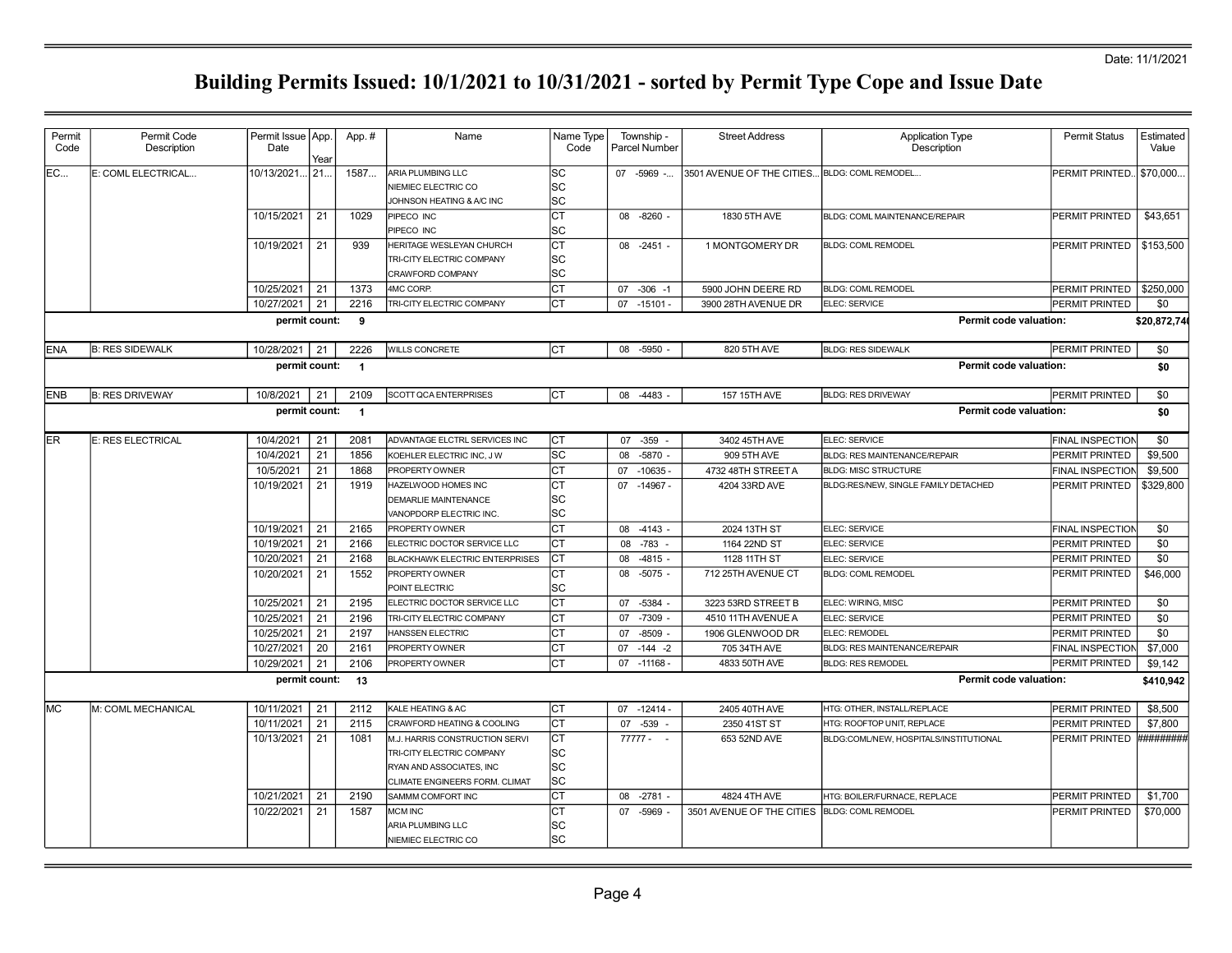Date: 11/1/2021

# Building Permits Issued: 10/1/2021 to 10/31/2021 - sorted by Permit Type Cope and Issue Date

| Permit Code | Permit Code Description | Permit Issue Date | App. Year | App. # | Name | Name Type Code | Township - Parcel Number | Street Address | Application Type Description | Permit Status | Estimated Value |
|---|---|---|---|---|---|---|---|---|---|---|---|
| EC... | E: COML ELECTRICAL... | 10/13/2021... | 21... | 1587... | ARIA PLUMBING LLC | SC | 07 -5969 -... | 3501 AVENUE OF THE CITIES... | BLDG: COML REMODEL... | PERMIT PRINTED... | $70,000... |
| | | | | | NIEMIEC ELECTRIC CO | SC | | | | | |
| | | | | | JOHNSON HEATING & A/C INC | SC | | | | | |
| | | 10/15/2021 | 21 | 1029 | PIPECO INC | CT | 08 -8260 - | 1830 5TH AVE | BLDG: COML MAINTENANCE/REPAIR | PERMIT PRINTED | $43,651 |
| | | | | | PIPECO INC | SC | | | | | |
| | | 10/19/2021 | 21 | 939 | HERITAGE WESLEYAN CHURCH | CT | 08 -2451 - | 1 MONTGOMERY DR | BLDG: COML REMODEL | PERMIT PRINTED | $153,500 |
| | | | | | TRI-CITY ELECTRIC COMPANY | SC | | | | | |
| | | | | | CRAWFORD COMPANY | SC | | | | | |
| | | 10/25/2021 | 21 | 1373 | 4MC CORP. | CT | 07 -306 -1 | 5900 JOHN DEERE RD | BLDG: COML REMODEL | PERMIT PRINTED | $250,000 |
| | | 10/27/2021 | 21 | 2216 | TRI-CITY ELECTRIC COMPANY | CT | 07 -15101 - | 3900 28TH AVENUE DR | ELEC: SERVICE | PERMIT PRINTED | $0 |
| | | **permit count:** | | **9** | | | | | **Permit code valuation:** | | **$20,872,74** |
| ENA | B: RES SIDEWALK | 10/28/2021 | 21 | 2226 | WILLS CONCRETE | CT | 08 -5950 - | 820 5TH AVE | BLDG: RES SIDEWALK | PERMIT PRINTED | $0 |
| | | **permit count:** | | **1** | | | | | **Permit code valuation:** | | **$0** |
| ENB | B: RES DRIVEWAY | 10/8/2021 | 21 | 2109 | SCOTT QCA ENTERPRISES | CT | 08 -4483 - | 157 15TH AVE | BLDG: RES DRIVEWAY | PERMIT PRINTED | $0 |
| | | **permit count:** | | **1** | | | | | **Permit code valuation:** | | **$0** |
| ER | E: RES ELECTRICAL | 10/4/2021 | 21 | 2081 | ADVANTAGE ELCTRL SERVICES INC | CT | 07 -359 - | 3402 45TH AVE | ELEC: SERVICE | FINAL INSPECTION | $0 |
| | | 10/4/2021 | 21 | 1856 | KOEHLER ELECTRIC INC, J W | SC | 08 -5870 - | 909 5TH AVE | BLDG: RES MAINTENANCE/REPAIR | PERMIT PRINTED | $9,500 |
| | | 10/5/2021 | 21 | 1868 | PROPERTY OWNER | CT | 07 -10635 - | 4732 48TH STREET A | BLDG: MISC STRUCTURE | FINAL INSPECTION | $9,500 |
| | | 10/19/2021 | 21 | 1919 | HAZELWOOD HOMES INC | CT | 07 -14967 - | 4204 33RD AVE | BLDG:RES/NEW, SINGLE FAMILY DETACHED | PERMIT PRINTED | $329,800 |
| | | | | | DEMARLIE MAINTENANCE | SC | | | | | |
| | | | | | VANOPDORP ELECTRIC INC. | SC | | | | | |
| | | 10/19/2021 | 21 | 2165 | PROPERTY OWNER | CT | 08 -4143 - | 2024 13TH ST | ELEC: SERVICE | FINAL INSPECTION | $0 |
| | | 10/19/2021 | 21 | 2166 | ELECTRIC DOCTOR SERVICE LLC | CT | 08 -783 - | 1164 22ND ST | ELEC: SERVICE | PERMIT PRINTED | $0 |
| | | 10/20/2021 | 21 | 2168 | BLACKHAWK ELECTRIC ENTERPRISES | CT | 08 -4815 - | 1128 11TH ST | ELEC: SERVICE | PERMIT PRINTED | $0 |
| | | 10/20/2021 | 21 | 1552 | PROPERTY OWNER | CT | 08 -5075 - | 712 25TH AVENUE CT | BLDG: COML REMODEL | PERMIT PRINTED | $46,000 |
| | | | | | POINT ELECTRIC | SC | | | | | |
| | | 10/25/2021 | 21 | 2195 | ELECTRIC DOCTOR SERVICE LLC | CT | 07 -5384 - | 3223 53RD STREET B | ELEC: WIRING, MISC | PERMIT PRINTED | $0 |
| | | 10/25/2021 | 21 | 2196 | TRI-CITY ELECTRIC COMPANY | CT | 07 -7309 - | 4510 11TH AVENUE A | ELEC: SERVICE | PERMIT PRINTED | $0 |
| | | 10/25/2021 | 21 | 2197 | HANSSEN ELECTRIC | CT | 07 -8509 - | 1906 GLENWOOD DR | ELEC: REMODEL | PERMIT PRINTED | $0 |
| | | 10/27/2021 | 20 | 2161 | PROPERTY OWNER | CT | 07 -144 -2 | 705 34TH AVE | BLDG: RES MAINTENANCE/REPAIR | FINAL INSPECTION | $7,000 |
| | | 10/29/2021 | 21 | 2106 | PROPERTY OWNER | CT | 07 -11168 - | 4833 50TH AVE | BLDG: RES REMODEL | PERMIT PRINTED | $9,142 |
| | | **permit count:** | | **13** | | | | | **Permit code valuation:** | | **$410,942** |
| MC | M: COML MECHANICAL | 10/11/2021 | 21 | 2112 | KALE HEATING & AC | CT | 07 -12414 - | 2405 40TH AVE | HTG: OTHER, INSTALL/REPLACE | PERMIT PRINTED | $8,500 |
| | | 10/11/2021 | 21 | 2115 | CRAWFORD HEATING & COOLING | CT | 07 -539 - | 2350 41ST ST | HTG: ROOFTOP UNIT, REPLACE | PERMIT PRINTED | $7,800 |
| | | 10/13/2021 | 21 | 1081 | M.J. HARRIS CONSTRUCTION SERVI | CT | 77777 - - | 653 52ND AVE | BLDG:COML/NEW, HOSPITALS/INSTITUTIONAL | PERMIT PRINTED | ######## |
| | | | | | TRI-CITY ELECTRIC COMPANY | SC | | | | | |
| | | | | | RYAN AND ASSOCIATES, INC | SC | | | | | |
| | | | | | CLIMATE ENGINEERS FORM. CLIMAT | SC | | | | | |
| | | 10/21/2021 | 21 | 2190 | SAMMM COMFORT INC | CT | 08 -2781 - | 4824 4TH AVE | HTG: BOILER/FURNACE, REPLACE | PERMIT PRINTED | $1,700 |
| | | 10/22/2021 | 21 | 1587 | MCM INC | CT | 07 -5969 - | 3501 AVENUE OF THE CITIES | BLDG: COML REMODEL | PERMIT PRINTED | $70,000 |
| | | | | | ARIA PLUMBING LLC | SC | | | | | |
| | | | | | NIEMIEC ELECTRIC CO | SC | | | | | |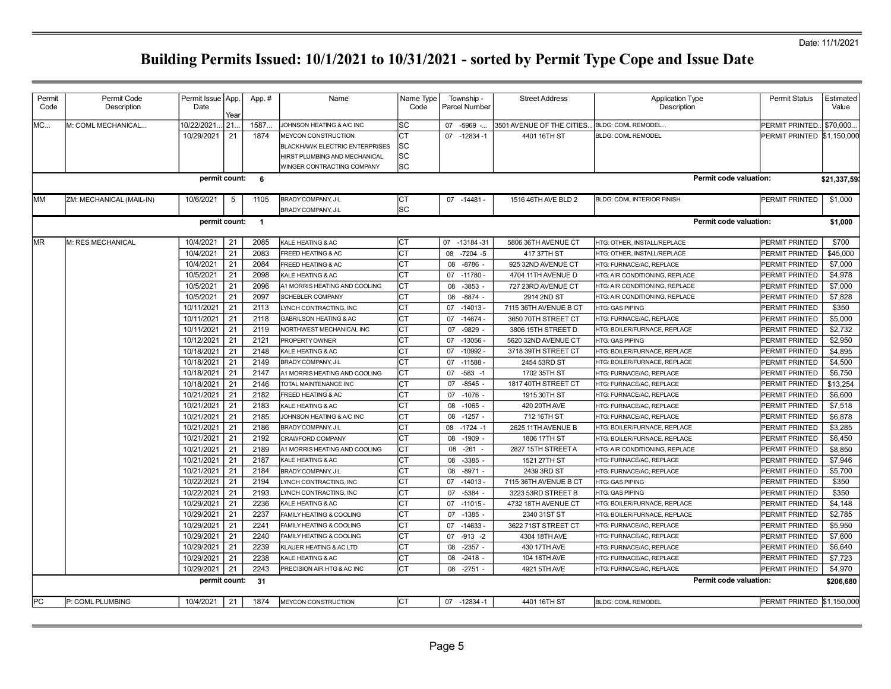Date: 11/1/2021

# Building Permits Issued: 10/1/2021 to 10/31/2021 - sorted by Permit Type Cope and Issue Date

| Permit Code | Permit Code Description | Permit Issue Date | App. Year | App. # | Name | Name Type Code | Township - Parcel Number | Street Address | Application Type Description | Permit Status | Estimated Value |
|---|---|---|---|---|---|---|---|---|---|---|---|
| MC... | M: COML MECHANICAL... | 10/22/2021... | 21... | 1587... | JOHNSON HEATING & A/C INC | SC | 07 -5969 -... | 3501 AVENUE OF THE CITIES... | BLDG: COML REMODEL... | PERMIT PRINTED... | $70,000... |
| | | 10/29/2021 | 21 | 1874 | MEYCON CONSTRUCTION | CT | 07 -12834 -1 | 4401 16TH ST | BLDG: COML REMODEL | PERMIT PRINTED | $1,150,000 |
| | | | | | BLACKHAWK ELECTRIC ENTERPRISES | SC | | | | | |
| | | | | | HIRST PLUMBING AND MECHANICAL | SC | | | | | |
| | | | | | WINGER CONTRACTING COMPANY | SC | | | | | |
| | | **permit count:** | | **6** | | | | | **Permit code valuation:** | | **$21,337,593** |
| MM | ZM: MECHANICAL (MAIL-IN) | 10/6/2021 | 5 | 1105 | BRADY COMPANY, J L | CT | 07 -14481 - | 1516 46TH AVE BLD 2 | BLDG: COML INTERIOR FINISH | PERMIT PRINTED | $1,000 |
| | | | | | BRADY COMPANY, J L | SC | | | | | |
| | | **permit count:** | | **1** | | | | | **Permit code valuation:** | | **$1,000** |
| MR | M: RES MECHANICAL | 10/4/2021 | 21 | 2085 | KALE HEATING & AC | CT | 07 -13184 -31 | 5806 36TH AVENUE CT | HTG: OTHER, INSTALL/REPLACE | PERMIT PRINTED | $700 |
| | | 10/4/2021 | 21 | 2083 | FREED HEATING & AC | CT | 08 -7204 -5 | 417 37TH ST | HTG: OTHER, INSTALL/REPLACE | PERMIT PRINTED | $45,000 |
| | | 10/4/2021 | 21 | 2084 | FREED HEATING & AC | CT | 08 -8786 - | 925 32ND AVENUE CT | HTG: FURNACE/AC, REPLACE | PERMIT PRINTED | $7,000 |
| | | 10/5/2021 | 21 | 2098 | KALE HEATING & AC | CT | 07 -11780 - | 4704 11TH AVENUE D | HTG: AIR CONDITIONING, REPLACE | PERMIT PRINTED | $4,978 |
| | | 10/5/2021 | 21 | 2096 | A1 MORRIS HEATING AND COOLING | CT | 08 -3853 - | 727 23RD AVENUE CT | HTG: AIR CONDITIONING, REPLACE | PERMIT PRINTED | $7,000 |
| | | 10/5/2021 | 21 | 2097 | SCHEBLER COMPANY | CT | 08 -8874 - | 2914 2ND ST | HTG: AIR CONDITIONING, REPLACE | PERMIT PRINTED | $7,828 |
| | | 10/11/2021 | 21 | 2113 | LYNCH CONTRACTING, INC | CT | 07 -14013 - | 7115 36TH AVENUE B CT | HTG: GAS PIPING | PERMIT PRINTED | $350 |
| | | 10/11/2021 | 21 | 2118 | GABRILSON HEATING & AC | CT | 07 -14674 - | 3650 70TH STREET CT | HTG: FURNACE/AC, REPLACE | PERMIT PRINTED | $5,000 |
| | | 10/11/2021 | 21 | 2119 | NORTHWEST MECHANICAL INC | CT | 07 -9829 - | 3806 15TH STREET D | HTG: BOILER/FURNACE, REPLACE | PERMIT PRINTED | $2,732 |
| | | 10/12/2021 | 21 | 2121 | PROPERTY OWNER | CT | 07 -13056 - | 5620 32ND AVENUE CT | HTG: GAS PIPING | PERMIT PRINTED | $2,950 |
| | | 10/18/2021 | 21 | 2148 | KALE HEATING & AC | CT | 07 -10992 - | 3718 39TH STREET CT | HTG: BOILER/FURNACE, REPLACE | PERMIT PRINTED | $4,895 |
| | | 10/18/2021 | 21 | 2149 | BRADY COMPANY, J L | CT | 07 -11588 - | 2454 53RD ST | HTG: BOILER/FURNACE, REPLACE | PERMIT PRINTED | $4,500 |
| | | 10/18/2021 | 21 | 2147 | A1 MORRIS HEATING AND COOLING | CT | 07 -583 -1 | 1702 35TH ST | HTG: FURNACE/AC, REPLACE | PERMIT PRINTED | $6,750 |
| | | 10/18/2021 | 21 | 2146 | TOTAL MAINTENANCE INC | CT | 07 -8545 - | 1817 40TH STREET CT | HTG: FURNACE/AC, REPLACE | PERMIT PRINTED | $13,254 |
| | | 10/21/2021 | 21 | 2182 | FREED HEATING & AC | CT | 07 -1076 - | 1915 30TH ST | HTG: FURNACE/AC, REPLACE | PERMIT PRINTED | $6,600 |
| | | 10/21/2021 | 21 | 2183 | KALE HEATING & AC | CT | 08 -1065 - | 420 20TH AVE | HTG: FURNACE/AC, REPLACE | PERMIT PRINTED | $7,518 |
| | | 10/21/2021 | 21 | 2185 | JOHNSON HEATING & A/C INC | CT | 08 -1257 - | 712 16TH ST | HTG: FURNACE/AC, REPLACE | PERMIT PRINTED | $6,878 |
| | | 10/21/2021 | 21 | 2186 | BRADY COMPANY, J L | CT | 08 -1724 -1 | 2625 11TH AVENUE B | HTG: BOILER/FURNACE, REPLACE | PERMIT PRINTED | $3,285 |
| | | 10/21/2021 | 21 | 2192 | CRAWFORD COMPANY | CT | 08 -1909 - | 1806 17TH ST | HTG: BOILER/FURNACE, REPLACE | PERMIT PRINTED | $6,450 |
| | | 10/21/2021 | 21 | 2189 | A1 MORRIS HEATING AND COOLING | CT | 08 -261 - | 2827 15TH STREET A | HTG: AIR CONDITIONING, REPLACE | PERMIT PRINTED | $8,850 |
| | | 10/21/2021 | 21 | 2187 | KALE HEATING & AC | CT | 08 -3385 - | 1521 27TH ST | HTG: FURNACE/AC, REPLACE | PERMIT PRINTED | $7,946 |
| | | 10/21/2021 | 21 | 2184 | BRADY COMPANY, J L | CT | 08 -8971 - | 2439 3RD ST | HTG: FURNACE/AC, REPLACE | PERMIT PRINTED | $5,700 |
| | | 10/22/2021 | 21 | 2194 | LYNCH CONTRACTING, INC | CT | 07 -14013 - | 7115 36TH AVENUE B CT | HTG: GAS PIPING | PERMIT PRINTED | $350 |
| | | 10/22/2021 | 21 | 2193 | LYNCH CONTRACTING, INC | CT | 07 -5384 - | 3223 53RD STREET B | HTG: GAS PIPING | PERMIT PRINTED | $350 |
| | | 10/29/2021 | 21 | 2236 | KALE HEATING & AC | CT | 07 -11015 - | 4732 18TH AVENUE CT | HTG: BOILER/FURNACE, REPLACE | PERMIT PRINTED | $4,148 |
| | | 10/29/2021 | 21 | 2237 | FAMILY HEATING & COOLING | CT | 07 -1385 - | 2340 31ST ST | HTG: BOILER/FURNACE, REPLACE | PERMIT PRINTED | $2,785 |
| | | 10/29/2021 | 21 | 2241 | FAMILY HEATING & COOLING | CT | 07 -14633 - | 3622 71ST STREET CT | HTG: FURNACE/AC, REPLACE | PERMIT PRINTED | $5,950 |
| | | 10/29/2021 | 21 | 2240 | FAMILY HEATING & COOLING | CT | 07 -913 -2 | 4304 18TH AVE | HTG: FURNACE/AC, REPLACE | PERMIT PRINTED | $7,600 |
| | | 10/29/2021 | 21 | 2239 | KLAUER HEATING & AC LTD | CT | 08 -2357 - | 430 17TH AVE | HTG: FURNACE/AC, REPLACE | PERMIT PRINTED | $6,640 |
| | | 10/29/2021 | 21 | 2238 | KALE HEATING & AC | CT | 08 -2418 - | 104 18TH AVE | HTG: FURNACE/AC, REPLACE | PERMIT PRINTED | $7,723 |
| | | 10/29/2021 | 21 | 2243 | PRECISION AIR HTG & AC INC | CT | 08 -2751 - | 4921 5TH AVE | HTG: FURNACE/AC, REPLACE | PERMIT PRINTED | $4,970 |
| | | **permit count:** | | **31** | | | | | **Permit code valuation:** | | **$206,680** |
| PC | P: COML PLUMBING | 10/4/2021 | 21 | 1874 | MEYCON CONSTRUCTION | CT | 07 -12834 -1 | 4401 16TH ST | BLDG: COML REMODEL | PERMIT PRINTED | $1,150,000 |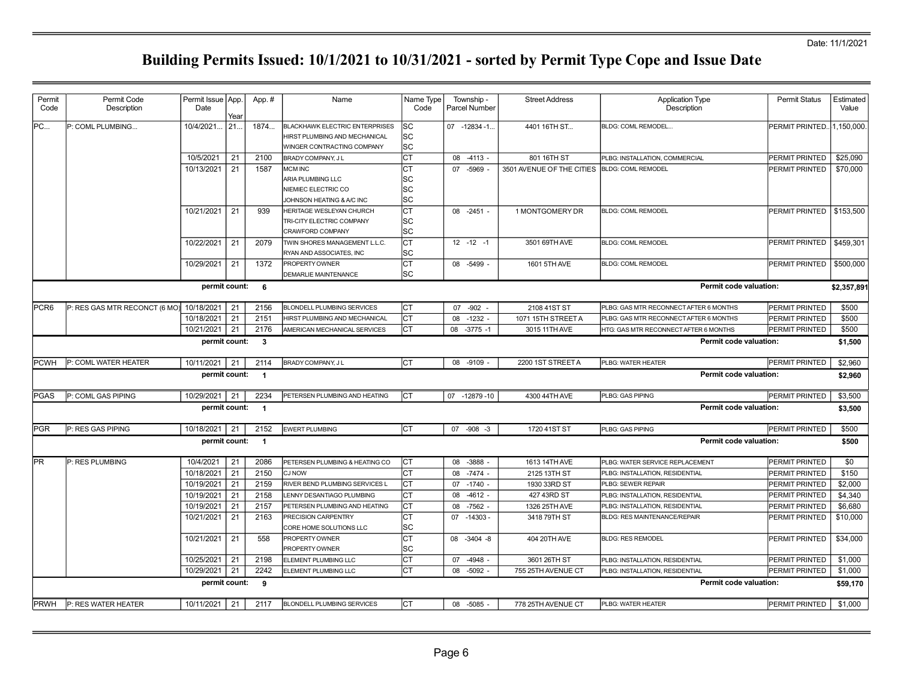# Building Permits Issued: 10/1/2021 to 10/31/2021 - sorted by Permit Type Cope and Issue Date

Date: 11/1/2021

| Permit Code | Permit Code Description | Permit Issue Date | App. Year | App. # | Name | Name Type Code | Township - Parcel Number | Street Address | Application Type Description | Permit Status | Estimated Value |
|---|---|---|---|---|---|---|---|---|---|---|---|
| PC... | P: COML PLUMBING... | 10/4/2021... | 21... | 1874... | BLACKHAWK ELECTRIC ENTERPRISES | SC | 07 -12834 -1... | 4401 16TH ST... | BLDG: COML REMODEL... | PERMIT PRINTED... | 1,150,000. |
| | | | | | HIRST PLUMBING AND MECHANICAL | SC | | | | | |
| | | | | | WINGER CONTRACTING COMPANY | SC | | | | | |
| | | 10/5/2021 | 21 | 2100 | BRADY COMPANY, J L | CT | 08 -4113 - | 801 16TH ST | PLBG: INSTALLATION, COMMERCIAL | PERMIT PRINTED | $25,090 |
| | | 10/13/2021 | 21 | 1587 | MCM INC | CT | 07 -5969 - | 3501 AVENUE OF THE CITIES | BLDG: COML REMODEL | PERMIT PRINTED | $70,000 |
| | | | | | ARIA PLUMBING LLC | SC | | | | | |
| | | | | | NIEMIEC ELECTRIC CO | SC | | | | | |
| | | | | | JOHNSON HEATING & A/C INC | SC | | | | | |
| | | 10/21/2021 | 21 | 939 | HERITAGE WESLEYAN CHURCH | CT | 08 -2451 - | 1 MONTGOMERY DR | BLDG: COML REMODEL | PERMIT PRINTED | $153,500 |
| | | | | | TRI-CITY ELECTRIC COMPANY | SC | | | | | |
| | | | | | CRAWFORD COMPANY | SC | | | | | |
| | | 10/22/2021 | 21 | 2079 | TWIN SHORES MANAGEMENT L.L.C. | CT | 12 -12 -1 | 3501 69TH AVE | BLDG: COML REMODEL | PERMIT PRINTED | $459,301 |
| | | | | | RYAN AND ASSOCIATES, INC | SC | | | | | |
| | | 10/29/2021 | 21 | 1372 | PROPERTY OWNER | CT | 08 -5499 - | 1601 5TH AVE | BLDG: COML REMODEL | PERMIT PRINTED | $500,000 |
| | | | | | DEMARLIE MAINTENANCE | SC | | | | | |
| | | **permit count:** | | **6** | | | | | **Permit code valuation:** | | **$2,357,891** |
| PCR6 | P: RES GAS MTR RECONCT (6 MO) | 10/18/2021 | 21 | 2156 | BLONDELL PLUMBING SERVICES | CT | 07 -902 - | 2108 41ST ST | PLBG: GAS MTR RECONNECT AFTER 6 MONTHS | PERMIT PRINTED | $500 |
| | | 10/18/2021 | 21 | 2151 | HIRST PLUMBING AND MECHANICAL | CT | 08 -1232 - | 1071 15TH STREET A | PLBG: GAS MTR RECONNECT AFTER 6 MONTHS | PERMIT PRINTED | $500 |
| | | 10/21/2021 | 21 | 2176 | AMERICAN MECHANICAL SERVICES | CT | 08 -3775 -1 | 3015 11TH AVE | HTG: GAS MTR RECONNECT AFTER 6 MONTHS | PERMIT PRINTED | $500 |
| | | **permit count:** | | **3** | | | | | **Permit code valuation:** | | **$1,500** |
| PCWH | P: COML WATER HEATER | 10/11/2021 | 21 | 2114 | BRADY COMPANY, J L | CT | 08 -9109 - | 2200 1ST STREET A | PLBG: WATER HEATER | PERMIT PRINTED | $2,960 |
| | | **permit count:** | | **1** | | | | | **Permit code valuation:** | | **$2,960** |
| PGAS | P: COML GAS PIPING | 10/29/2021 | 21 | 2234 | PETERSEN PLUMBING AND HEATING | CT | 07 -12879 -10 | 4300 44TH AVE | PLBG: GAS PIPING | PERMIT PRINTED | $3,500 |
| | | **permit count:** | | **1** | | | | | **Permit code valuation:** | | **$3,500** |
| PGR | P: RES GAS PIPING | 10/18/2021 | 21 | 2152 | EWERT PLUMBING | CT | 07 -908 -3 | 1720 41ST ST | PLBG: GAS PIPING | PERMIT PRINTED | $500 |
| | | **permit count:** | | **1** | | | | | **Permit code valuation:** | | **$500** |
| PR | P: RES PLUMBING | 10/4/2021 | 21 | 2086 | PETERSEN PLUMBING & HEATING CO | CT | 08 -3888 - | 1613 14TH AVE | PLBG: WATER SERVICE REPLACEMENT | PERMIT PRINTED | $0 |
| | | 10/18/2021 | 21 | 2150 | CJ NOW | CT | 08 -7474 - | 2125 13TH ST | PLBG: INSTALLATION, RESIDENTIAL | PERMIT PRINTED | $150 |
| | | 10/19/2021 | 21 | 2159 | RIVER BEND PLUMBING SERVICES L | CT | 07 -1740 - | 1930 33RD ST | PLBG: SEWER REPAIR | PERMIT PRINTED | $2,000 |
| | | 10/19/2021 | 21 | 2158 | LENNY DESANTIAGO PLUMBING | CT | 08 -4612 - | 427 43RD ST | PLBG: INSTALLATION, RESIDENTIAL | PERMIT PRINTED | $4,340 |
| | | 10/19/2021 | 21 | 2157 | PETERSEN PLUMBING AND HEATING | CT | 08 -7562 - | 1326 25TH AVE | PLBG: INSTALLATION, RESIDENTIAL | PERMIT PRINTED | $6,680 |
| | | 10/21/2021 | 21 | 2163 | PRECISION CARPENTRY | CT | 07 -14303 - | 3418 79TH ST | BLDG: RES MAINTENANCE/REPAIR | PERMIT PRINTED | $10,000 |
| | | | | | CORE HOME SOLUTIONS LLC | SC | | | | | |
| | | 10/21/2021 | 21 | 558 | PROPERTY OWNER | CT | 08 -3404 -8 | 404 20TH AVE | BLDG: RES REMODEL | PERMIT PRINTED | $34,000 |
| | | | | | PROPERTY OWNER | SC | | | | | |
| | | 10/25/2021 | 21 | 2198 | ELEMENT PLUMBING LLC | CT | 07 -4948 - | 3601 26TH ST | PLBG: INSTALLATION, RESIDENTIAL | PERMIT PRINTED | $1,000 |
| | | 10/29/2021 | 21 | 2242 | ELEMENT PLUMBING LLC | CT | 08 -5092 - | 755 25TH AVENUE CT | PLBG: INSTALLATION, RESIDENTIAL | PERMIT PRINTED | $1,000 |
| | | **permit count:** | | **9** | | | | | **Permit code valuation:** | | **$59,170** |
| PRWH | P: RES WATER HEATER | 10/11/2021 | 21 | 2117 | BLONDELL PLUMBING SERVICES | CT | 08 -5085 - | 778 25TH AVENUE CT | PLBG: WATER HEATER | PERMIT PRINTED | $1,000 |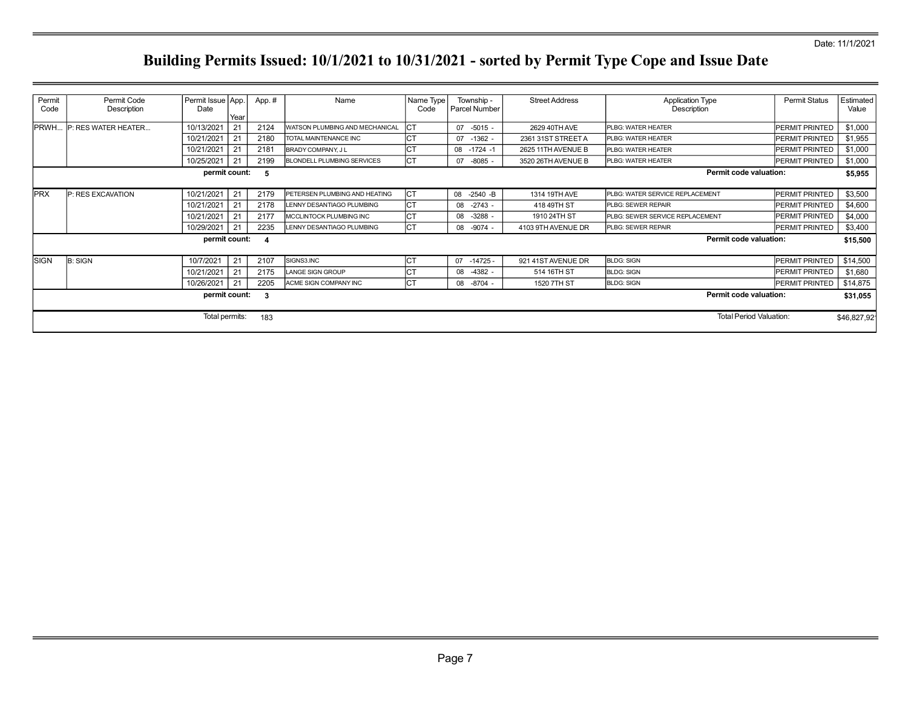Date: 11/1/2021

# Building Permits Issued: 10/1/2021 to 10/31/2021 - sorted by Permit Type Cope and Issue Date

| Permit Code | Permit Code Description | Permit Issue Date | App. Year | App. # | Name | Name Type Code | Township - Parcel Number | Street Address | Application Type Description | Permit Status | Estimated Value |
|---|---|---|---|---|---|---|---|---|---|---|---|
| PRWH... | P: RES WATER HEATER... | 10/13/2021 | 21 | 2124 | WATSON PLUMBING AND MECHANICAL | CT | 07 -5015 - | 2629 40TH AVE | PLBG: WATER HEATER | PERMIT PRINTED | $1,000 |
| | | 10/21/2021 | 21 | 2180 | TOTAL MAINTENANCE INC | CT | 07 -1362 - | 2361 31ST STREET A | PLBG: WATER HEATER | PERMIT PRINTED | $1,955 |
| | | 10/21/2021 | 21 | 2181 | BRADY COMPANY, J L | CT | 08 -1724 -1 | 2625 11TH AVENUE B | PLBG: WATER HEATER | PERMIT PRINTED | $1,000 |
| | | 10/25/2021 | 21 | 2199 | BLONDELL PLUMBING SERVICES | CT | 07 -8085 - | 3520 26TH AVENUE B | PLBG: WATER HEATER | PERMIT PRINTED | $1,000 |
| | | **permit count:** | | **5** | | | | | **Permit code valuation:** | | **$5,955** |
| PRX | P: RES EXCAVATION | 10/21/2021 | 21 | 2179 | PETERSEN PLUMBING AND HEATING | CT | 08 -2540 -B | 1314 19TH AVE | PLBG: WATER SERVICE REPLACEMENT | PERMIT PRINTED | $3,500 |
| | | 10/21/2021 | 21 | 2178 | LENNY DESANTIAGO PLUMBING | CT | 08 -2743 - | 418 49TH ST | PLBG: SEWER REPAIR | PERMIT PRINTED | $4,600 |
| | | 10/21/2021 | 21 | 2177 | MCCLINTOCK PLUMBING INC | CT | 08 -3288 - | 1910 24TH ST | PLBG: SEWER SERVICE REPLACEMENT | PERMIT PRINTED | $4,000 |
| | | 10/29/2021 | 21 | 2235 | LENNY DESANTIAGO PLUMBING | CT | 08 -9074 - | 4103 9TH AVENUE DR | PLBG: SEWER REPAIR | PERMIT PRINTED | $3,400 |
| | | **permit count:** | | **4** | | | | | **Permit code valuation:** | | **$15,500** |
| SIGN | B: SIGN | 10/7/2021 | 21 | 2107 | SIGNS3.INC | CT | 07 -14725 - | 921 41ST AVENUE DR | BLDG: SIGN | PERMIT PRINTED | $14,500 |
| | | 10/21/2021 | 21 | 2175 | LANGE SIGN GROUP | CT | 08 -4382 - | 514 16TH ST | BLDG: SIGN | PERMIT PRINTED | $1,680 |
| | | 10/26/2021 | 21 | 2205 | ACME SIGN COMPANY INC | CT | 08 -8704 - | 1520 7TH ST | BLDG: SIGN | PERMIT PRINTED | $14,875 |
| | | **permit count:** | | **3** | | | | | **Permit code valuation:** | | **$31,055** |
| | | Total permits: | | 183 | | | | | Total Period Valuation: | | $46,827,921 |